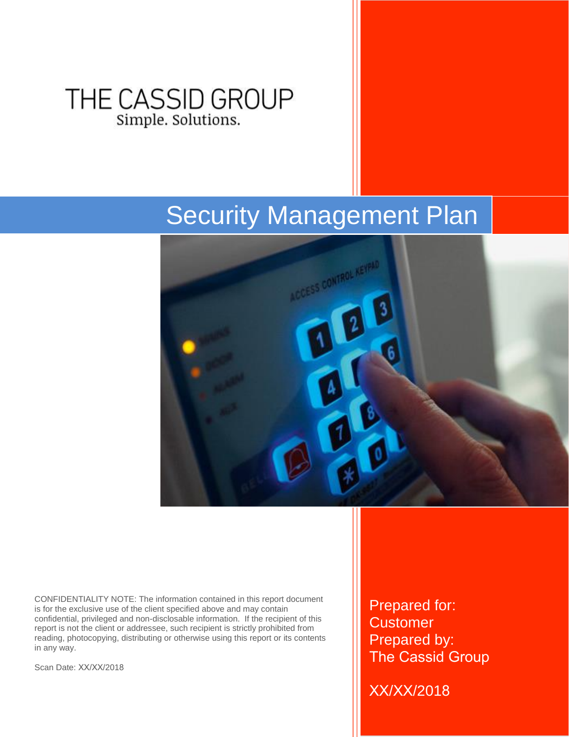THE CASSID GROUP

Simple. Solutions.

# Security Management Plan

CONFIDENTIALITY NOTE: The information contained in this report document is for the exclusive use of the client specified above and may contain confidential, privileged and non-disclosable information. If the recipient of this report is not the client or addressee, such recipient is strictly prohibited from reading, photocopying, distributing or otherwise using this report or its contents in any way.

Scan Date: XX/XX/2018

Prepared for:
Customer
Prepared by:
The Cassid Group

XX/XX/2018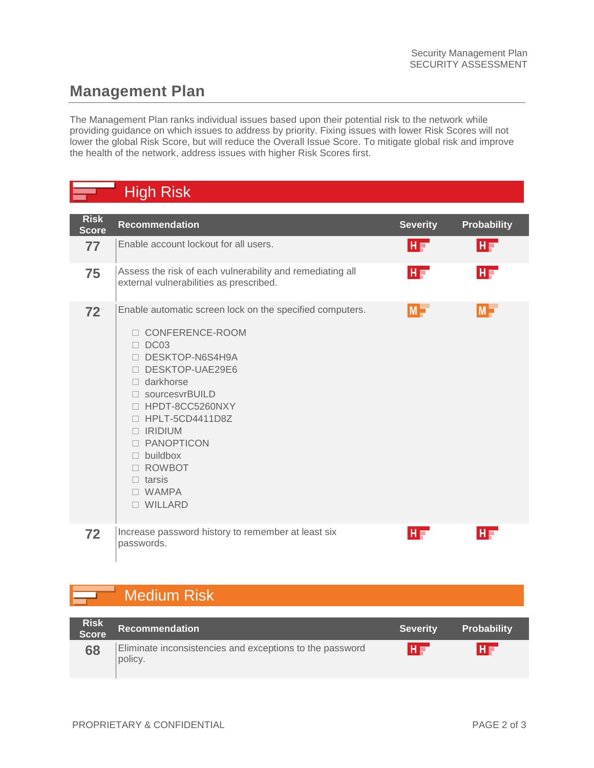## Management Plan

The Management Plan ranks individual issues based upon their potential risk to the network while providing guidance on which issues to address by priority. Fixing issues with lower Risk Scores will not lower the global Risk Score, but will reduce the Overall Issue Score. To mitigate global risk and improve the health of the network, address issues with higher Risk Scores first.

### High Risk

| Risk Score | Recommendation | Severity | Probability |
| --- | --- | --- | --- |
| 77 | Enable account lockout for all users. | H | H |
| 75 | Assess the risk of each vulnerability and remediating all external vulnerabilities as prescribed. | H | H |
| 72 | Enable automatic screen lock on the specified computers.<br>☐ CONFERENCE-ROOM<br>☐ DC03<br>☐ DESKTOP-N6S4H9A<br>☐ DESKTOP-UAE29E6<br>☐ darkhorse<br>☐ sourcesvrBUILD<br>☐ HPDT-8CC5260NXY<br>☐ HPLT-5CD4411D8Z<br>☐ IRIDIUM<br>☐ PANOPTICON<br>☐ buildbox<br>☐ ROWBOT<br>☐ tarsis<br>☐ WAMPA<br>☐ WILLARD | M | M |
| 72 | Increase password history to remember at least six passwords. | H | H |

### Medium Risk

| Risk Score | Recommendation | Severity | Probability |
| --- | --- | --- | --- |
| 68 | Eliminate inconsistencies and exceptions to the password policy. | H | H |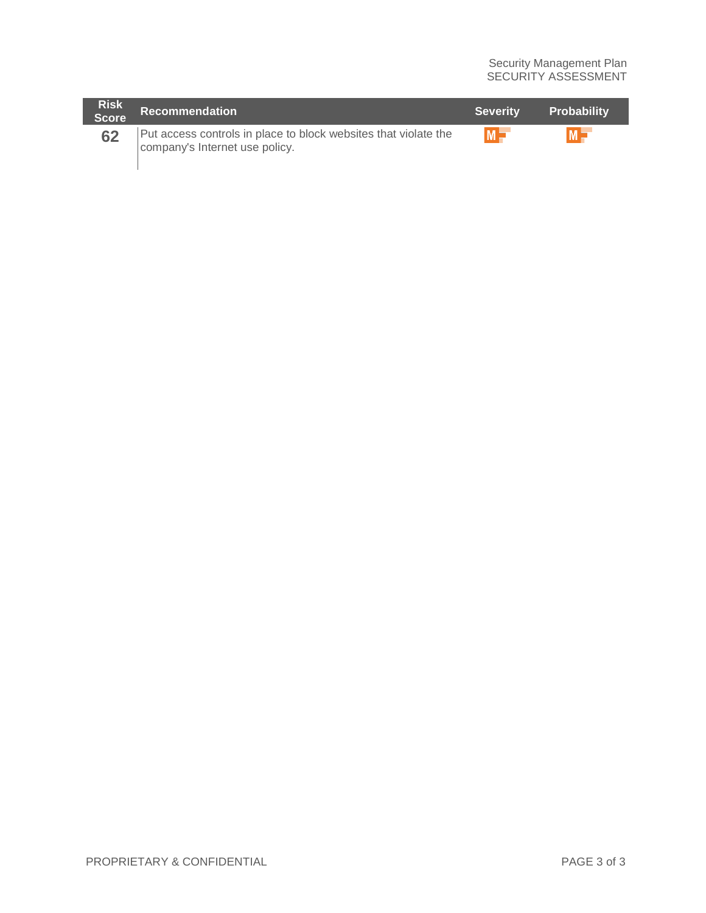| Risk Score | Recommendation | Severity | Probability |
|---|---|---|---|
| 62 | Put access controls in place to block websites that violate the company's Internet use policy. | M | M |